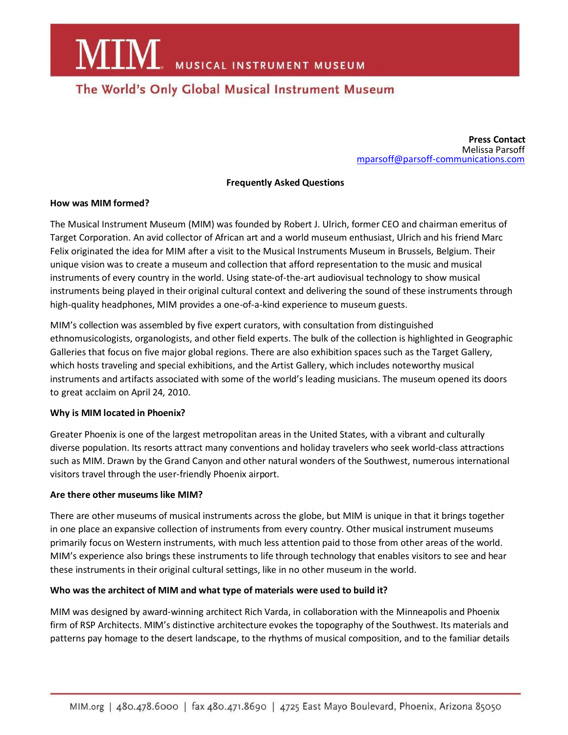# MIM MUSICAL INSTRUMENT MUSEUM

## The World's Only Global Musical Instrument Museum

**Press Contact**
Melissa Parsoff
mparsoff@parsoff-communications.com

**Frequently Asked Questions**

**How was MIM formed?**

The Musical Instrument Museum (MIM) was founded by Robert J. Ulrich, former CEO and chairman emeritus of Target Corporation. An avid collector of African art and a world museum enthusiast, Ulrich and his friend Marc Felix originated the idea for MIM after a visit to the Musical Instruments Museum in Brussels, Belgium. Their unique vision was to create a museum and collection that afford representation to the music and musical instruments of every country in the world. Using state-of-the-art audiovisual technology to show musical instruments being played in their original cultural context and delivering the sound of these instruments through high-quality headphones, MIM provides a one-of-a-kind experience to museum guests.

MIM's collection was assembled by five expert curators, with consultation from distinguished ethnomusicologists, organologists, and other field experts. The bulk of the collection is highlighted in Geographic Galleries that focus on five major global regions. There are also exhibition spaces such as the Target Gallery, which hosts traveling and special exhibitions, and the Artist Gallery, which includes noteworthy musical instruments and artifacts associated with some of the world's leading musicians. The museum opened its doors to great acclaim on April 24, 2010.

**Why is MIM located in Phoenix?**

Greater Phoenix is one of the largest metropolitan areas in the United States, with a vibrant and culturally diverse population. Its resorts attract many conventions and holiday travelers who seek world-class attractions such as MIM. Drawn by the Grand Canyon and other natural wonders of the Southwest, numerous international visitors travel through the user-friendly Phoenix airport.

**Are there other museums like MIM?**

There are other museums of musical instruments across the globe, but MIM is unique in that it brings together in one place an expansive collection of instruments from every country. Other musical instrument museums primarily focus on Western instruments, with much less attention paid to those from other areas of the world. MIM's experience also brings these instruments to life through technology that enables visitors to see and hear these instruments in their original cultural settings, like in no other museum in the world.

**Who was the architect of MIM and what type of materials were used to build it?**

MIM was designed by award-winning architect Rich Varda, in collaboration with the Minneapolis and Phoenix firm of RSP Architects. MIM's distinctive architecture evokes the topography of the Southwest. Its materials and patterns pay homage to the desert landscape, to the rhythms of musical composition, and to the familiar details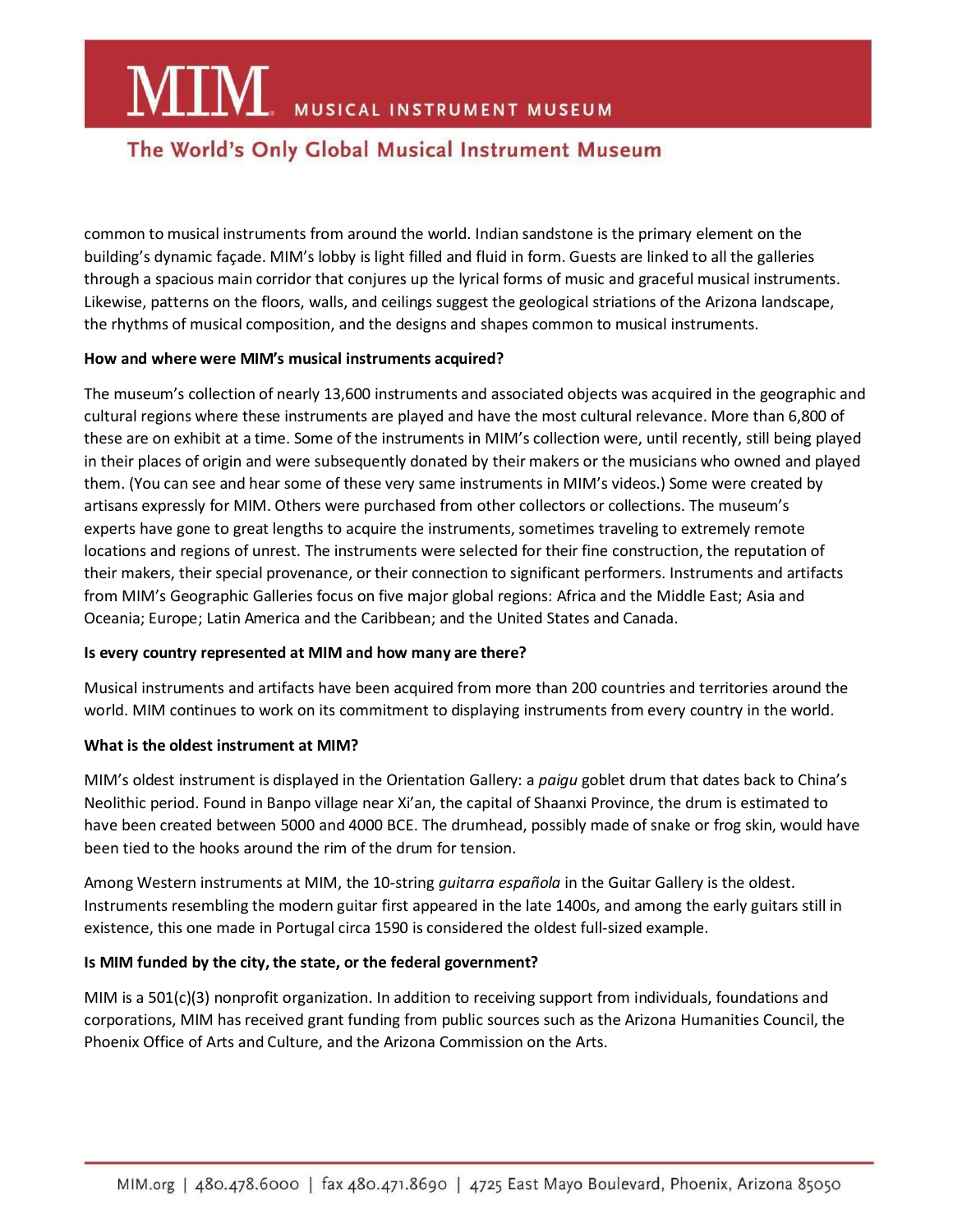common to musical instruments from around the world. Indian sandstone is the primary element on the building's dynamic façade. MIM's lobby is light filled and fluid in form. Guests are linked to all the galleries through a spacious main corridor that conjures up the lyrical forms of music and graceful musical instruments. Likewise, patterns on the floors, walls, and ceilings suggest the geological striations of the Arizona landscape, the rhythms of musical composition, and the designs and shapes common to musical instruments.

**How and where were MIM's musical instruments acquired?**

The museum's collection of nearly 13,600 instruments and associated objects was acquired in the geographic and cultural regions where these instruments are played and have the most cultural relevance. More than 6,800 of these are on exhibit at a time. Some of the instruments in MIM's collection were, until recently, still being played in their places of origin and were subsequently donated by their makers or the musicians who owned and played them. (You can see and hear some of these very same instruments in MIM's videos.) Some were created by artisans expressly for MIM. Others were purchased from other collectors or collections. The museum's experts have gone to great lengths to acquire the instruments, sometimes traveling to extremely remote locations and regions of unrest. The instruments were selected for their fine construction, the reputation of their makers, their special provenance, or their connection to significant performers. Instruments and artifacts from MIM's Geographic Galleries focus on five major global regions: Africa and the Middle East; Asia and Oceania; Europe; Latin America and the Caribbean; and the United States and Canada.

**Is every country represented at MIM and how many are there?**

Musical instruments and artifacts have been acquired from more than 200 countries and territories around the world. MIM continues to work on its commitment to displaying instruments from every country in the world.

**What is the oldest instrument at MIM?**

MIM's oldest instrument is displayed in the Orientation Gallery: a *paigu* goblet drum that dates back to China's Neolithic period. Found in Banpo village near Xi'an, the capital of Shaanxi Province, the drum is estimated to have been created between 5000 and 4000 BCE. The drumhead, possibly made of snake or frog skin, would have been tied to the hooks around the rim of the drum for tension.

Among Western instruments at MIM, the 10-string *guitarra española* in the Guitar Gallery is the oldest. Instruments resembling the modern guitar first appeared in the late 1400s, and among the early guitars still in existence, this one made in Portugal circa 1590 is considered the oldest full-sized example.

**Is MIM funded by the city, the state, or the federal government?**

MIM is a 501(c)(3) nonprofit organization. In addition to receiving support from individuals, foundations and corporations, MIM has received grant funding from public sources such as the Arizona Humanities Council, the Phoenix Office of Arts and Culture, and the Arizona Commission on the Arts.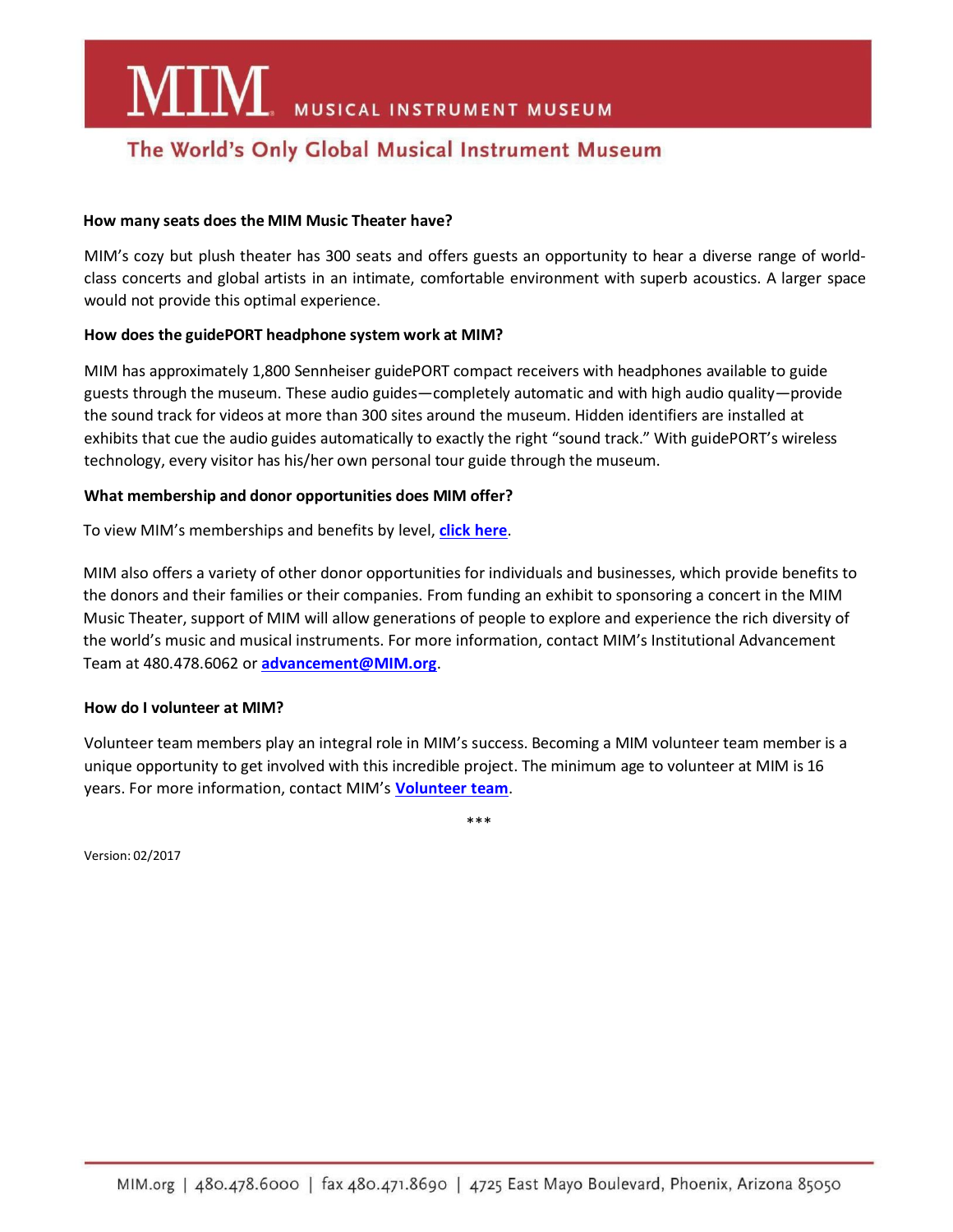**How many seats does the MIM Music Theater have?**

MIM's cozy but plush theater has 300 seats and offers guests an opportunity to hear a diverse range of world-class concerts and global artists in an intimate, comfortable environment with superb acoustics. A larger space would not provide this optimal experience.

**How does the guidePORT headphone system work at MIM?**

MIM has approximately 1,800 Sennheiser guidePORT compact receivers with headphones available to guide guests through the museum. These audio guides—completely automatic and with high audio quality—provide the sound track for videos at more than 300 sites around the museum. Hidden identifiers are installed at exhibits that cue the audio guides automatically to exactly the right "sound track." With guidePORT's wireless technology, every visitor has his/her own personal tour guide through the museum.

**What membership and donor opportunities does MIM offer?**

To view MIM's memberships and benefits by level, **click here**.

MIM also offers a variety of other donor opportunities for individuals and businesses, which provide benefits to the donors and their families or their companies. From funding an exhibit to sponsoring a concert in the MIM Music Theater, support of MIM will allow generations of people to explore and experience the rich diversity of the world's music and musical instruments. For more information, contact MIM's Institutional Advancement Team at 480.478.6062 or **advancement@MIM.org**.

**How do I volunteer at MIM?**

Volunteer team members play an integral role in MIM's success. Becoming a MIM volunteer team member is a unique opportunity to get involved with this incredible project. The minimum age to volunteer at MIM is 16 years. For more information, contact MIM's **Volunteer team**.

***

Version: 02/2017